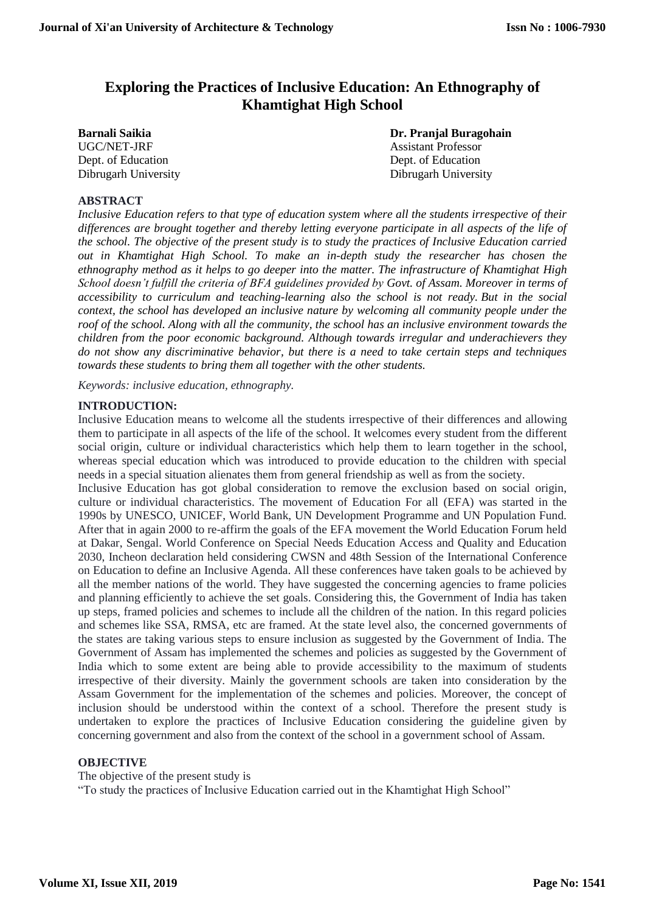# Exploring the Practices of Inclusive Education: An Ethnography of Khamtighat High School

**Barnali Saikia**
UGC/NET-JRF
Dept. of Education
Dibrugarh University

**Dr. Pranjal Buragohain**
Assistant Professor
Dept. of Education
Dibrugarh University

## ABSTRACT

*Inclusive Education refers to that type of education system where all the students irrespective of their differences are brought together and thereby letting everyone participate in all aspects of the life of the school. The objective of the present study is to study the practices of Inclusive Education carried out in Khamtighat High School. To make an in-depth study the researcher has chosen the ethnography method as it helps to go deeper into the matter. The infrastructure of Khamtighat High School doesn't fulfill the criteria of BFA guidelines provided by Govt. of Assam. Moreover in terms of accessibility to curriculum and teaching-learning also the school is not ready. But in the social context, the school has developed an inclusive nature by welcoming all community people under the roof of the school. Along with all the community, the school has an inclusive environment towards the children from the poor economic background. Although towards irregular and underachievers they do not show any discriminative behavior, but there is a need to take certain steps and techniques towards these students to bring them all together with the other students.*

*Keywords: inclusive education, ethnography.*

## INTRODUCTION:

Inclusive Education means to welcome all the students irrespective of their differences and allowing them to participate in all aspects of the life of the school. It welcomes every student from the different social origin, culture or individual characteristics which help them to learn together in the school, whereas special education which was introduced to provide education to the children with special needs in a special situation alienates them from general friendship as well as from the society.

Inclusive Education has got global consideration to remove the exclusion based on social origin, culture or individual characteristics. The movement of Education For all (EFA) was started in the 1990s by UNESCO, UNICEF, World Bank, UN Development Programme and UN Population Fund. After that in again 2000 to re-affirm the goals of the EFA movement the World Education Forum held at Dakar, Sengal. World Conference on Special Needs Education Access and Quality and Education 2030, Incheon declaration held considering CWSN and 48th Session of the International Conference on Education to define an Inclusive Agenda. All these conferences have taken goals to be achieved by all the member nations of the world. They have suggested the concerning agencies to frame policies and planning efficiently to achieve the set goals. Considering this, the Government of India has taken up steps, framed policies and schemes to include all the children of the nation. In this regard policies and schemes like SSA, RMSA, etc are framed. At the state level also, the concerned governments of the states are taking various steps to ensure inclusion as suggested by the Government of India. The Government of Assam has implemented the schemes and policies as suggested by the Government of India which to some extent are being able to provide accessibility to the maximum of students irrespective of their diversity. Mainly the government schools are taken into consideration by the Assam Government for the implementation of the schemes and policies. Moreover, the concept of inclusion should be understood within the context of a school. Therefore the present study is undertaken to explore the practices of Inclusive Education considering the guideline given by concerning government and also from the context of the school in a government school of Assam.

## OBJECTIVE

The objective of the present study is

"To study the practices of Inclusive Education carried out in the Khamtighat High School"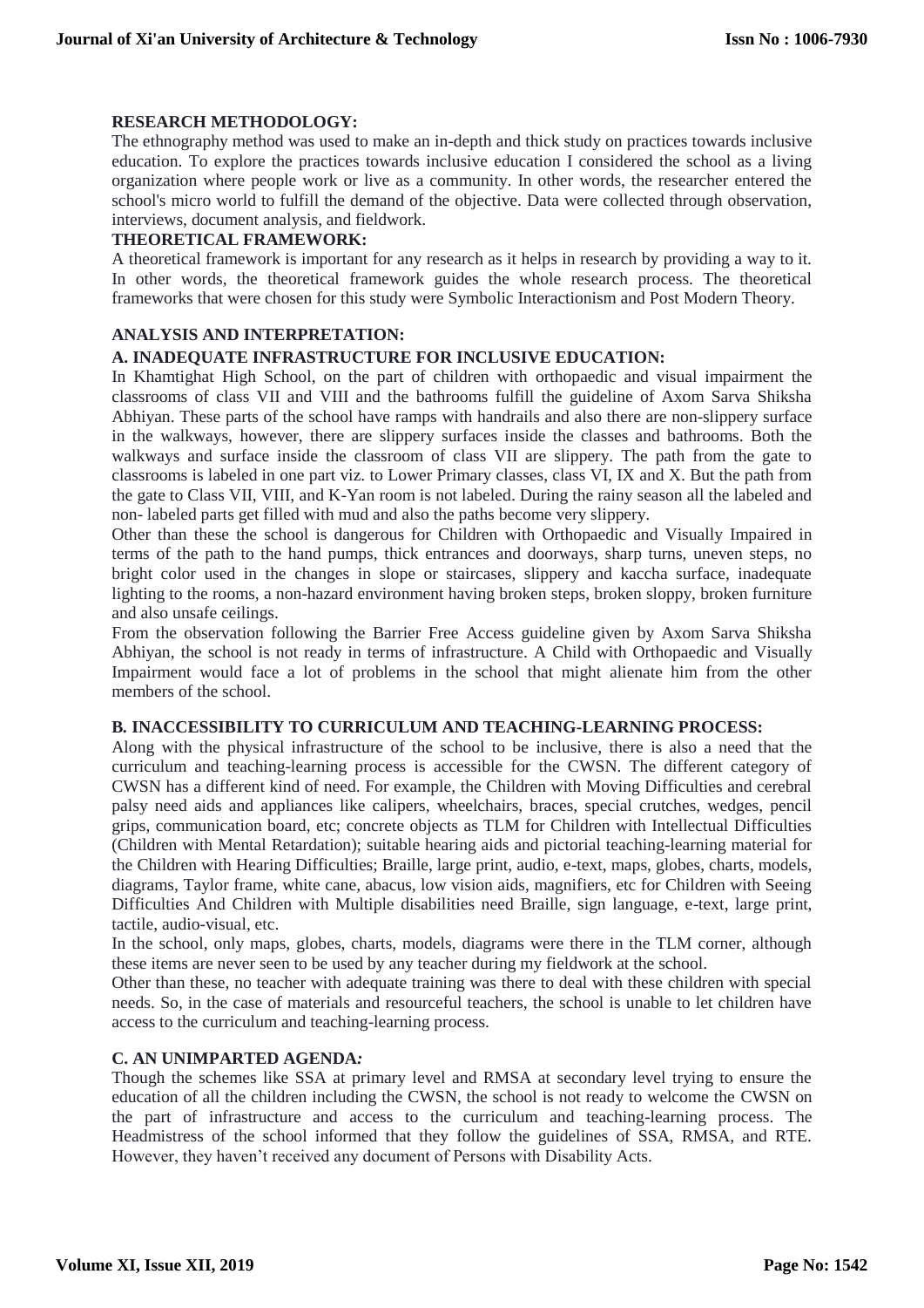## RESEARCH METHODOLOGY:

The ethnography method was used to make an in-depth and thick study on practices towards inclusive education. To explore the practices towards inclusive education I considered the school as a living organization where people work or live as a community. In other words, the researcher entered the school's micro world to fulfill the demand of the objective. Data were collected through observation, interviews, document analysis, and fieldwork.

## THEORETICAL FRAMEWORK:

A theoretical framework is important for any research as it helps in research by providing a way to it. In other words, the theoretical framework guides the whole research process. The theoretical frameworks that were chosen for this study were Symbolic Interactionism and Post Modern Theory.

## ANALYSIS AND INTERPRETATION:

### A. INADEQUATE INFRASTRUCTURE FOR INCLUSIVE EDUCATION:

In Khamtighat High School, on the part of children with orthopaedic and visual impairment the classrooms of class VII and VIII and the bathrooms fulfill the guideline of Axom Sarva Shiksha Abhiyan. These parts of the school have ramps with handrails and also there are non-slippery surface in the walkways, however, there are slippery surfaces inside the classes and bathrooms. Both the walkways and surface inside the classroom of class VII are slippery. The path from the gate to classrooms is labeled in one part viz. to Lower Primary classes, class VI, IX and X. But the path from the gate to Class VII, VIII, and K-Yan room is not labeled. During the rainy season all the labeled and non- labeled parts get filled with mud and also the paths become very slippery.

Other than these the school is dangerous for Children with Orthopaedic and Visually Impaired in terms of the path to the hand pumps, thick entrances and doorways, sharp turns, uneven steps, no bright color used in the changes in slope or staircases, slippery and kaccha surface, inadequate lighting to the rooms, a non-hazard environment having broken steps, broken sloppy, broken furniture and also unsafe ceilings.

From the observation following the Barrier Free Access guideline given by Axom Sarva Shiksha Abhiyan, the school is not ready in terms of infrastructure. A Child with Orthopaedic and Visually Impairment would face a lot of problems in the school that might alienate him from the other members of the school.

### B. INACCESSIBILITY TO CURRICULUM AND TEACHING-LEARNING PROCESS:

Along with the physical infrastructure of the school to be inclusive, there is also a need that the curriculum and teaching-learning process is accessible for the CWSN. The different category of CWSN has a different kind of need. For example, the Children with Moving Difficulties and cerebral palsy need aids and appliances like calipers, wheelchairs, braces, special crutches, wedges, pencil grips, communication board, etc; concrete objects as TLM for Children with Intellectual Difficulties (Children with Mental Retardation); suitable hearing aids and pictorial teaching-learning material for the Children with Hearing Difficulties; Braille, large print, audio, e-text, maps, globes, charts, models, diagrams, Taylor frame, white cane, abacus, low vision aids, magnifiers, etc for Children with Seeing Difficulties And Children with Multiple disabilities need Braille, sign language, e-text, large print, tactile, audio-visual, etc.

In the school, only maps, globes, charts, models, diagrams were there in the TLM corner, although these items are never seen to be used by any teacher during my fieldwork at the school.

Other than these, no teacher with adequate training was there to deal with these children with special needs. So, in the case of materials and resourceful teachers, the school is unable to let children have access to the curriculum and teaching-learning process.

### C. AN UNIMPARTED AGENDA*:*

Though the schemes like SSA at primary level and RMSA at secondary level trying to ensure the education of all the children including the CWSN, the school is not ready to welcome the CWSN on the part of infrastructure and access to the curriculum and teaching-learning process. The Headmistress of the school informed that they follow the guidelines of SSA, RMSA, and RTE. However, they haven't received any document of Persons with Disability Acts.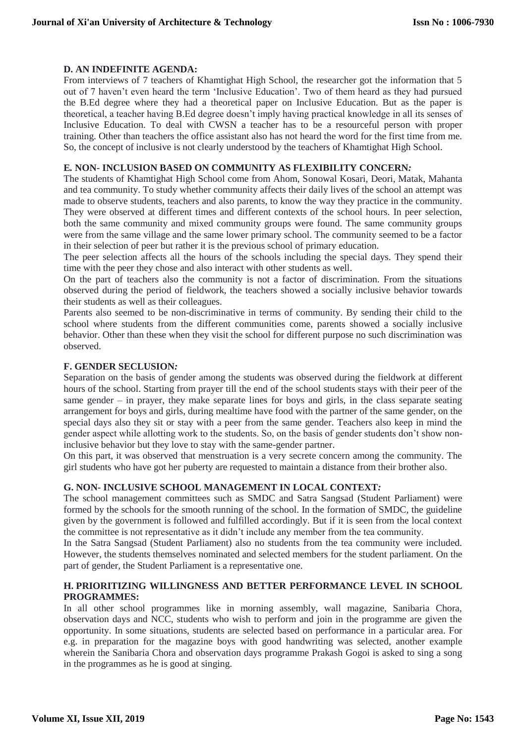### D. AN INDEFINITE AGENDA:

From interviews of 7 teachers of Khamtighat High School, the researcher got the information that 5 out of 7 haven't even heard the term 'Inclusive Education'. Two of them heard as they had pursued the B.Ed degree where they had a theoretical paper on Inclusive Education. But as the paper is theoretical, a teacher having B.Ed degree doesn't imply having practical knowledge in all its senses of Inclusive Education. To deal with CWSN a teacher has to be a resourceful person with proper training. Other than teachers the office assistant also has not heard the word for the first time from me. So, the concept of inclusive is not clearly understood by the teachers of Khamtighat High School.

### E. NON- INCLUSION BASED ON COMMUNITY AS FLEXIBILITY CONCERN*:*

The students of Khamtighat High School come from Ahom, Sonowal Kosari, Deori, Matak, Mahanta and tea community. To study whether community affects their daily lives of the school an attempt was made to observe students, teachers and also parents, to know the way they practice in the community. They were observed at different times and different contexts of the school hours. In peer selection, both the same community and mixed community groups were found. The same community groups were from the same village and the same lower primary school. The community seemed to be a factor in their selection of peer but rather it is the previous school of primary education.

The peer selection affects all the hours of the schools including the special days. They spend their time with the peer they chose and also interact with other students as well.

On the part of teachers also the community is not a factor of discrimination. From the situations observed during the period of fieldwork, the teachers showed a socially inclusive behavior towards their students as well as their colleagues.

Parents also seemed to be non-discriminative in terms of community. By sending their child to the school where students from the different communities come, parents showed a socially inclusive behavior. Other than these when they visit the school for different purpose no such discrimination was observed.

### F. GENDER SECLUSION*:*

Separation on the basis of gender among the students was observed during the fieldwork at different hours of the school. Starting from prayer till the end of the school students stays with their peer of the same gender – in prayer, they make separate lines for boys and girls, in the class separate seating arrangement for boys and girls, during mealtime have food with the partner of the same gender, on the special days also they sit or stay with a peer from the same gender. Teachers also keep in mind the gender aspect while allotting work to the students. So, on the basis of gender students don't show non-inclusive behavior but they love to stay with the same-gender partner.

On this part, it was observed that menstruation is a very secrete concern among the community. The girl students who have got her puberty are requested to maintain a distance from their brother also.

### G. NON- INCLUSIVE SCHOOL MANAGEMENT IN LOCAL CONTEXT*:*

The school management committees such as SMDC and Satra Sangsad (Student Parliament) were formed by the schools for the smooth running of the school. In the formation of SMDC, the guideline given by the government is followed and fulfilled accordingly. But if it is seen from the local context the committee is not representative as it didn't include any member from the tea community.

In the Satra Sangsad (Student Parliament) also no students from the tea community were included. However, the students themselves nominated and selected members for the student parliament. On the part of gender, the Student Parliament is a representative one.

### H. PRIORITIZING WILLINGNESS AND BETTER PERFORMANCE LEVEL IN SCHOOL PROGRAMMES:

In all other school programmes like in morning assembly, wall magazine, Sanibaria Chora, observation days and NCC, students who wish to perform and join in the programme are given the opportunity. In some situations, students are selected based on performance in a particular area. For e.g. in preparation for the magazine boys with good handwriting was selected, another example wherein the Sanibaria Chora and observation days programme Prakash Gogoi is asked to sing a song in the programmes as he is good at singing.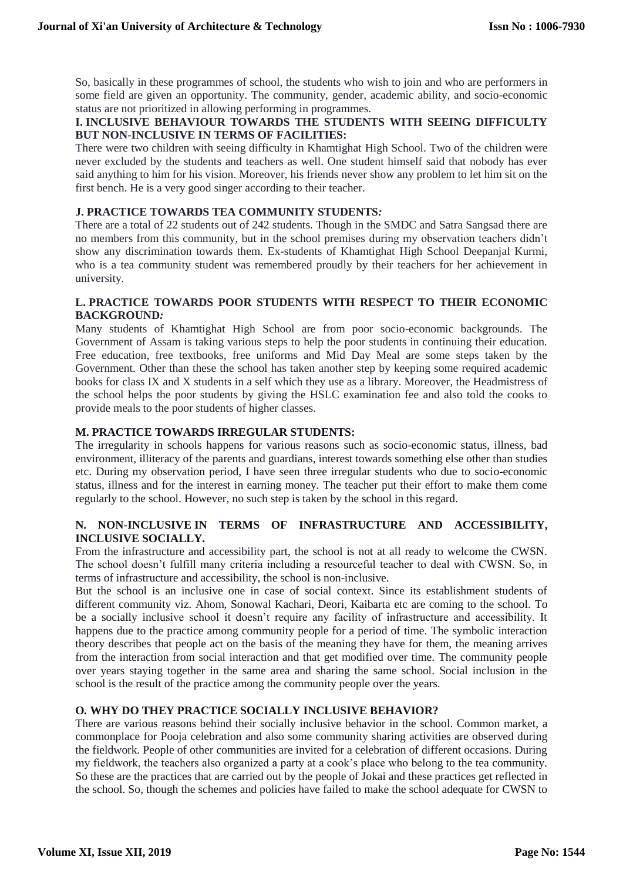So, basically in these programmes of school, the students who wish to join and who are performers in some field are given an opportunity. The community, gender, academic ability, and socio-economic status are not prioritized in allowing performing in programmes.

### I. INCLUSIVE BEHAVIOUR TOWARDS THE STUDENTS WITH SEEING DIFFICULTY BUT NON-INCLUSIVE IN TERMS OF FACILITIES:

There were two children with seeing difficulty in Khamtighat High School. Two of the children were never excluded by the students and teachers as well. One student himself said that nobody has ever said anything to him for his vision. Moreover, his friends never show any problem to let him sit on the first bench. He is a very good singer according to their teacher.

### J. PRACTICE TOWARDS TEA COMMUNITY STUDENTS*:*

There are a total of 22 students out of 242 students. Though in the SMDC and Satra Sangsad there are no members from this community, but in the school premises during my observation teachers didn't show any discrimination towards them. Ex-students of Khamtighat High School Deepanjal Kurmi, who is a tea community student was remembered proudly by their teachers for her achievement in university.

### L. PRACTICE TOWARDS POOR STUDENTS WITH RESPECT TO THEIR ECONOMIC BACKGROUND*:*

Many students of Khamtighat High School are from poor socio-economic backgrounds. The Government of Assam is taking various steps to help the poor students in continuing their education. Free education, free textbooks, free uniforms and Mid Day Meal are some steps taken by the Government. Other than these the school has taken another step by keeping some required academic books for class IX and X students in a self which they use as a library. Moreover, the Headmistress of the school helps the poor students by giving the HSLC examination fee and also told the cooks to provide meals to the poor students of higher classes.

### M. PRACTICE TOWARDS IRREGULAR STUDENTS:

The irregularity in schools happens for various reasons such as socio-economic status, illness, bad environment, illiteracy of the parents and guardians, interest towards something else other than studies etc. During my observation period, I have seen three irregular students who due to socio-economic status, illness and for the interest in earning money. The teacher put their effort to make them come regularly to the school. However, no such step is taken by the school in this regard.

### N. NON-INCLUSIVE IN TERMS OF INFRASTRUCTURE AND ACCESSIBILITY, INCLUSIVE SOCIALLY.

From the infrastructure and accessibility part, the school is not at all ready to welcome the CWSN. The school doesn't fulfill many criteria including a resourceful teacher to deal with CWSN. So, in terms of infrastructure and accessibility, the school is non-inclusive.

But the school is an inclusive one in case of social context. Since its establishment students of different community viz. Ahom, Sonowal Kachari, Deori, Kaibarta etc are coming to the school. To be a socially inclusive school it doesn't require any facility of infrastructure and accessibility. It happens due to the practice among community people for a period of time. The symbolic interaction theory describes that people act on the basis of the meaning they have for them, the meaning arrives from the interaction from social interaction and that get modified over time. The community people over years staying together in the same area and sharing the same school. Social inclusion in the school is the result of the practice among the community people over the years.

### O. WHY DO THEY PRACTICE SOCIALLY INCLUSIVE BEHAVIOR?

There are various reasons behind their socially inclusive behavior in the school. Common market, a commonplace for Pooja celebration and also some community sharing activities are observed during the fieldwork. People of other communities are invited for a celebration of different occasions. During my fieldwork, the teachers also organized a party at a cook's place who belong to the tea community. So these are the practices that are carried out by the people of Jokai and these practices get reflected in the school. So, though the schemes and policies have failed to make the school adequate for CWSN to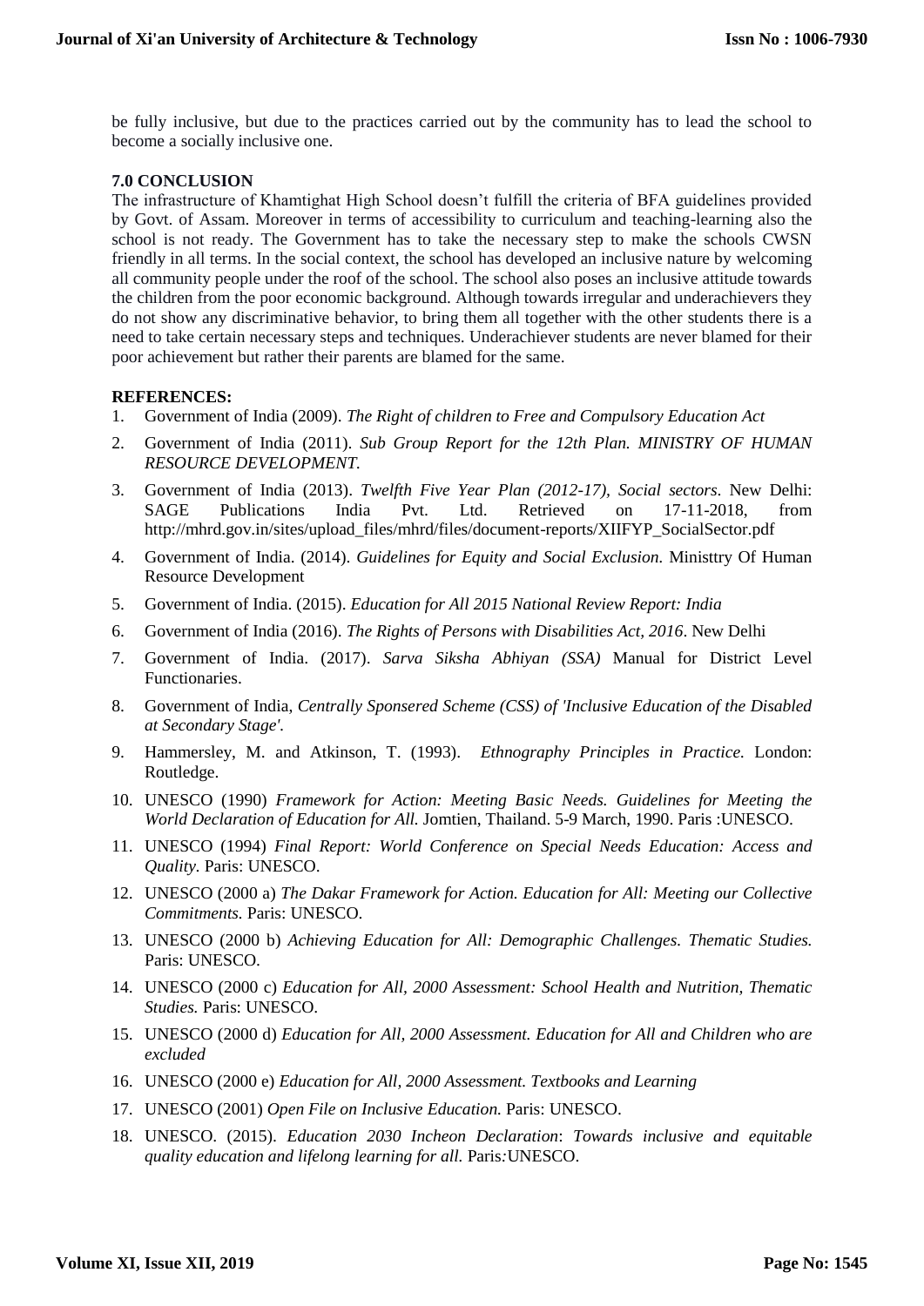be fully inclusive, but due to the practices carried out by the community has to lead the school to become a socially inclusive one.

## 7.0 CONCLUSION

The infrastructure of Khamtighat High School doesn't fulfill the criteria of BFA guidelines provided by Govt. of Assam. Moreover in terms of accessibility to curriculum and teaching-learning also the school is not ready. The Government has to take the necessary step to make the schools CWSN friendly in all terms. In the social context, the school has developed an inclusive nature by welcoming all community people under the roof of the school. The school also poses an inclusive attitude towards the children from the poor economic background. Although towards irregular and underachievers they do not show any discriminative behavior, to bring them all together with the other students there is a need to take certain necessary steps and techniques. Underachiever students are never blamed for their poor achievement but rather their parents are blamed for the same.

## REFERENCES:

1. Government of India (2009). *The Right of children to Free and Compulsory Education Act*
2. Government of India (2011). *Sub Group Report for the 12th Plan. MINISTRY OF HUMAN RESOURCE DEVELOPMENT.*
3. Government of India (2013). *Twelfth Five Year Plan (2012-17), Social sectors*. New Delhi: SAGE Publications India Pvt. Ltd. Retrieved on 17-11-2018, from http://mhrd.gov.in/sites/upload_files/mhrd/files/document-reports/XIIFYP_SocialSector.pdf
4. Government of India. (2014). *Guidelines for Equity and Social Exclusion.* Ministtry Of Human Resource Development
5. Government of India. (2015). *Education for All 2015 National Review Report: India*
6. Government of India (2016). *The Rights of Persons with Disabilities Act, 2016*. New Delhi
7. Government of India. (2017). *Sarva Siksha Abhiyan (SSA)* Manual for District Level Functionaries.
8. Government of India, *Centrally Sponsered Scheme (CSS) of 'Inclusive Education of the Disabled at Secondary Stage'.*
9. Hammersley, M. and Atkinson, T. (1993). *Ethnography Principles in Practice.* London: Routledge.
10. UNESCO (1990) *Framework for Action: Meeting Basic Needs. Guidelines for Meeting the World Declaration of Education for All.* Jomtien, Thailand. 5-9 March, 1990. Paris :UNESCO.
11. UNESCO (1994) *Final Report: World Conference on Special Needs Education: Access and Quality.* Paris: UNESCO.
12. UNESCO (2000 a) *The Dakar Framework for Action. Education for All: Meeting our Collective Commitments.* Paris: UNESCO.
13. UNESCO (2000 b) *Achieving Education for All: Demographic Challenges. Thematic Studies.* Paris: UNESCO.
14. UNESCO (2000 c) *Education for All, 2000 Assessment: School Health and Nutrition, Thematic Studies.* Paris: UNESCO.
15. UNESCO (2000 d) *Education for All, 2000 Assessment. Education for All and Children who are excluded*
16. UNESCO (2000 e) *Education for All, 2000 Assessment. Textbooks and Learning*
17. UNESCO (2001) *Open File on Inclusive Education.* Paris: UNESCO.
18. UNESCO. (2015). *Education 2030 Incheon Declaration*: *Towards inclusive and equitable quality education and lifelong learning for all.* Paris:UNESCO.